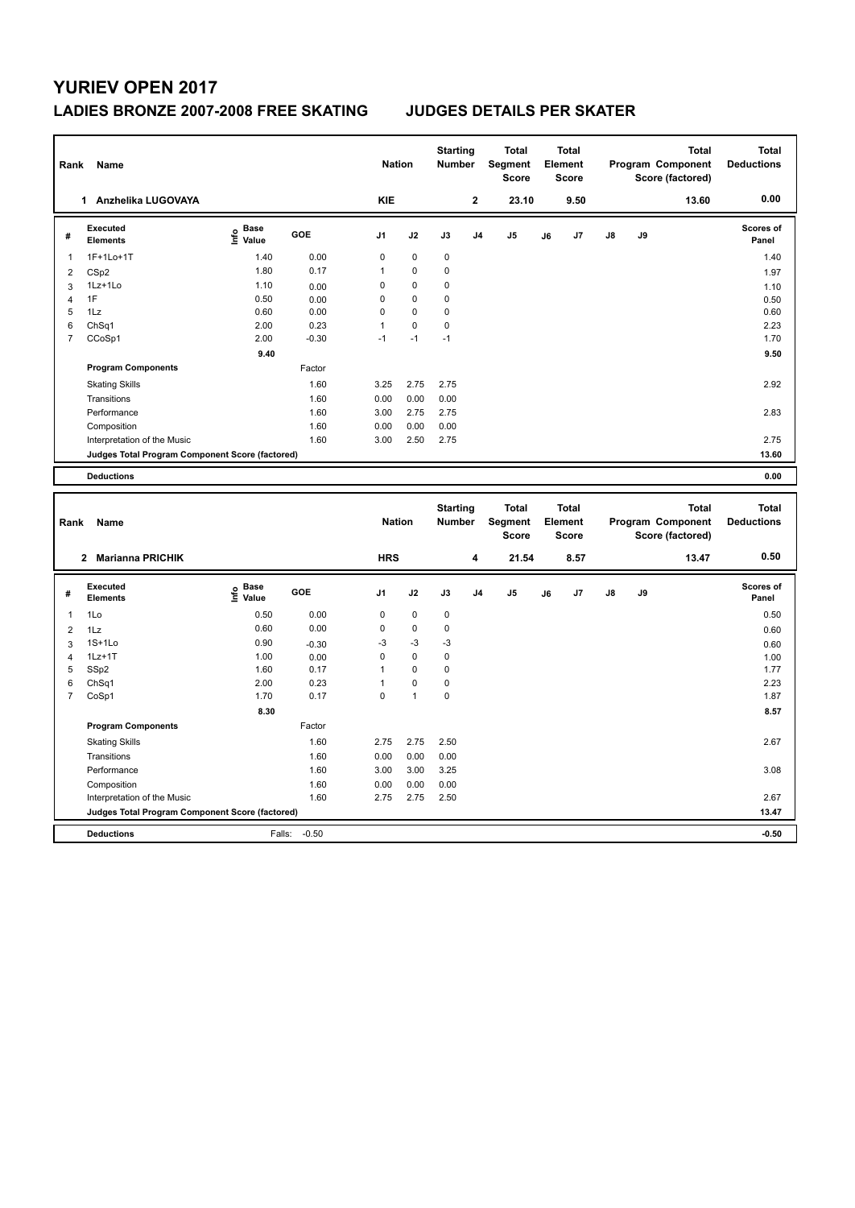# YURIEV OPEN 2017

## LADIES BRONZE 2007-2008 FREE SKATING JUDGES DETAILS PER SKATER

| Rank | Name | Nation | Starting Number | Total Segment Score | Total Element Score | Total Program Component Score (factored) | Total Deductions |
|---|---|---|---|---|---|---|---|
| 1 | Anzhelika LUGOVAYA | KIE | 2 | 23.10 | 9.50 | 13.60 | 0.00 |

| # | Executed Elements | Info | Base Value | GOE | J1 | J2 | J3 | J4 | J5 | J6 | J7 | J8 | J9 | Scores of Panel |
|---|---|---|---|---|---|---|---|---|---|---|---|---|---|---|
| 1 | 1F+1Lo+1T | | 1.40 | 0.00 | 0 | 0 | 0 | | | | | | | 1.40 |
| 2 | CSp2 | | 1.80 | 0.17 | 1 | 0 | 0 | | | | | | | 1.97 |
| 3 | 1Lz+1Lo | | 1.10 | 0.00 | 0 | 0 | 0 | | | | | | | 1.10 |
| 4 | 1F | | 0.50 | 0.00 | 0 | 0 | 0 | | | | | | | 0.50 |
| 5 | 1Lz | | 0.60 | 0.00 | 0 | 0 | 0 | | | | | | | 0.60 |
| 6 | ChSq1 | | 2.00 | 0.23 | 1 | 0 | 0 | | | | | | | 2.23 |
| 7 | CCoSp1 | | 2.00 | -0.30 | -1 | -1 | -1 | | | | | | | 1.70 |
| | | | 9.40 | | | | | | | | | | | 9.50 |
| | **Program Components** | | | Factor | | | | | | | | | | |
| | Skating Skills | | | 1.60 | 3.25 | 2.75 | 2.75 | | | | | | | 2.92 |
| | Transitions | | | 1.60 | 0.00 | 0.00 | 0.00 | | | | | | | |
| | Performance | | | 1.60 | 3.00 | 2.75 | 2.75 | | | | | | | 2.83 |
| | Composition | | | 1.60 | 0.00 | 0.00 | 0.00 | | | | | | | |
| | Interpretation of the Music | | | 1.60 | 3.00 | 2.50 | 2.75 | | | | | | | 2.75 |
| | **Judges Total Program Component Score (factored)** | | | | | | | | | | | | | 13.60 |
| | **Deductions** | | | | | | | | | | | | | 0.00 |

| Rank | Name | Nation | Starting Number | Total Segment Score | Total Element Score | Total Program Component Score (factored) | Total Deductions |
|---|---|---|---|---|---|---|---|
| 2 | Marianna PRICHIK | HRS | 4 | 21.54 | 8.57 | 13.47 | 0.50 |

| # | Executed Elements | Info | Base Value | GOE | J1 | J2 | J3 | J4 | J5 | J6 | J7 | J8 | J9 | Scores of Panel |
|---|---|---|---|---|---|---|---|---|---|---|---|---|---|---|
| 1 | 1Lo | | 0.50 | 0.00 | 0 | 0 | 0 | | | | | | | 0.50 |
| 2 | 1Lz | | 0.60 | 0.00 | 0 | 0 | 0 | | | | | | | 0.60 |
| 3 | 1S+1Lo | | 0.90 | -0.30 | -3 | -3 | -3 | | | | | | | 0.60 |
| 4 | 1Lz+1T | | 1.00 | 0.00 | 0 | 0 | 0 | | | | | | | 1.00 |
| 5 | SSp2 | | 1.60 | 0.17 | 1 | 0 | 0 | | | | | | | 1.77 |
| 6 | ChSq1 | | 2.00 | 0.23 | 1 | 0 | 0 | | | | | | | 2.23 |
| 7 | CoSp1 | | 1.70 | 0.17 | 0 | 1 | 0 | | | | | | | 1.87 |
| | | | 8.30 | | | | | | | | | | | 8.57 |
| | **Program Components** | | | Factor | | | | | | | | | | |
| | Skating Skills | | | 1.60 | 2.75 | 2.75 | 2.50 | | | | | | | 2.67 |
| | Transitions | | | 1.60 | 0.00 | 0.00 | 0.00 | | | | | | | |
| | Performance | | | 1.60 | 3.00 | 3.00 | 3.25 | | | | | | | 3.08 |
| | Composition | | | 1.60 | 0.00 | 0.00 | 0.00 | | | | | | | |
| | Interpretation of the Music | | | 1.60 | 2.75 | 2.75 | 2.50 | | | | | | | 2.67 |
| | **Judges Total Program Component Score (factored)** | | | | | | | | | | | | | 13.47 |
| | **Deductions** | | Falls: | -0.50 | | | | | | | | | | -0.50 |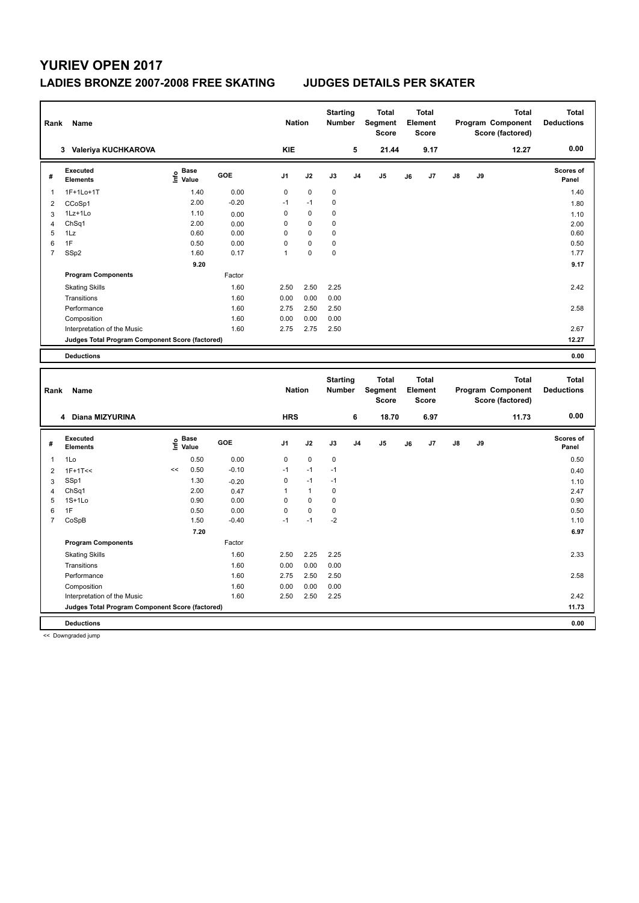# YURIEV OPEN 2017

## LADIES BRONZE 2007-2008 FREE SKATING JUDGES DETAILS PER SKATER

| Rank | Name | Nation | Starting Number | Total Segment Score | Total Element Score | Total Program Component Score (factored) | Total Deductions |
|---|---|---|---|---|---|---|---|
| 3 | Valeriya KUCHKAROVA | KIE | 5 | 21.44 | 9.17 | 12.27 | 0.00 |

| # | Executed Elements | Info | Base Value | GOE | J1 | J2 | J3 | J4 | J5 | J6 | J7 | J8 | J9 | Scores of Panel |
|---|---|---|---|---|---|---|---|---|---|---|---|---|---|---|
| 1 | 1F+1Lo+1T | | 1.40 | 0.00 | 0 | 0 | 0 | | | | | | | 1.40 |
| 2 | CCoSp1 | | 2.00 | -0.20 | -1 | -1 | 0 | | | | | | | 1.80 |
| 3 | 1Lz+1Lo | | 1.10 | 0.00 | 0 | 0 | 0 | | | | | | | 1.10 |
| 4 | ChSq1 | | 2.00 | 0.00 | 0 | 0 | 0 | | | | | | | 2.00 |
| 5 | 1Lz | | 0.60 | 0.00 | 0 | 0 | 0 | | | | | | | 0.60 |
| 6 | 1F | | 0.50 | 0.00 | 0 | 0 | 0 | | | | | | | 0.50 |
| 7 | SSp2 | | 1.60 | 0.17 | 1 | 0 | 0 | | | | | | | 1.77 |
| | | | 9.20 | | | | | | | | | | | 9.17 |
| | **Program Components** | | | Factor | | | | | | | | | | |
| | Skating Skills | | | 1.60 | 2.50 | 2.50 | 2.25 | | | | | | | 2.42 |
| | Transitions | | | 1.60 | 0.00 | 0.00 | 0.00 | | | | | | | |
| | Performance | | | 1.60 | 2.75 | 2.50 | 2.50 | | | | | | | 2.58 |
| | Composition | | | 1.60 | 0.00 | 0.00 | 0.00 | | | | | | | |
| | Interpretation of the Music | | | 1.60 | 2.75 | 2.75 | 2.50 | | | | | | | 2.67 |
| | **Judges Total Program Component Score (factored)** | | | | | | | | | | | | | 12.27 |
| | **Deductions** | | | | | | | | | | | | | 0.00 |

| Rank | Name | Nation | Starting Number | Total Segment Score | Total Element Score | Total Program Component Score (factored) | Total Deductions |
|---|---|---|---|---|---|---|---|
| 4 | Diana MIZYURINA | HRS | 6 | 18.70 | 6.97 | 11.73 | 0.00 |

| # | Executed Elements | Info | Base Value | GOE | J1 | J2 | J3 | J4 | J5 | J6 | J7 | J8 | J9 | Scores of Panel |
|---|---|---|---|---|---|---|---|---|---|---|---|---|---|---|
| 1 | 1Lo | | 0.50 | 0.00 | 0 | 0 | 0 | | | | | | | 0.50 |
| 2 | 1F+1T<< | << | 0.50 | -0.10 | -1 | -1 | -1 | | | | | | | 0.40 |
| 3 | SSp1 | | 1.30 | -0.20 | 0 | -1 | -1 | | | | | | | 1.10 |
| 4 | ChSq1 | | 2.00 | 0.47 | 1 | 1 | 0 | | | | | | | 2.47 |
| 5 | 1S+1Lo | | 0.90 | 0.00 | 0 | 0 | 0 | | | | | | | 0.90 |
| 6 | 1F | | 0.50 | 0.00 | 0 | 0 | 0 | | | | | | | 0.50 |
| 7 | CoSpB | | 1.50 | -0.40 | -1 | -1 | -2 | | | | | | | 1.10 |
| | | | 7.20 | | | | | | | | | | | 6.97 |
| | **Program Components** | | | Factor | | | | | | | | | | |
| | Skating Skills | | | 1.60 | 2.50 | 2.25 | 2.25 | | | | | | | 2.33 |
| | Transitions | | | 1.60 | 0.00 | 0.00 | 0.00 | | | | | | | |
| | Performance | | | 1.60 | 2.75 | 2.50 | 2.50 | | | | | | | 2.58 |
| | Composition | | | 1.60 | 0.00 | 0.00 | 0.00 | | | | | | | |
| | Interpretation of the Music | | | 1.60 | 2.50 | 2.50 | 2.25 | | | | | | | 2.42 |
| | **Judges Total Program Component Score (factored)** | | | | | | | | | | | | | 11.73 |
| | **Deductions** | | | | | | | | | | | | | 0.00 |

<< Downgraded jump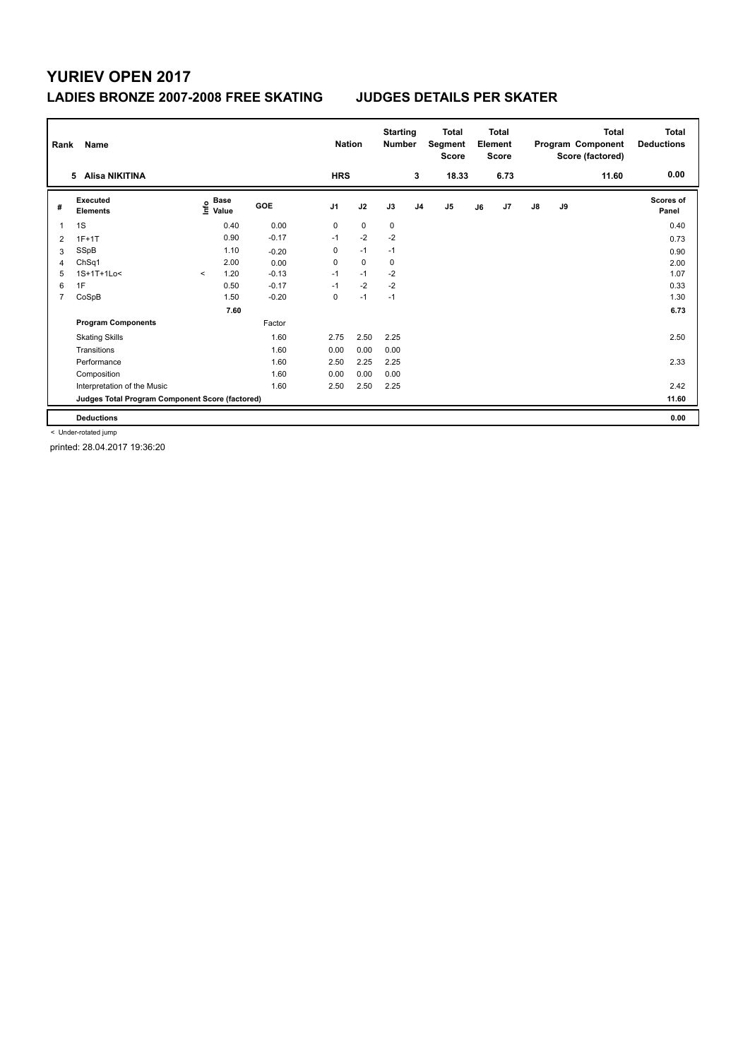# YURIEV OPEN 2017

## LADIES BRONZE 2007-2008 FREE SKATING — JUDGES DETAILS PER SKATER

| Rank | Name | Nation | Starting Number | Total Segment Score | Total Element Score | Total Program Component Score (factored) | Total Deductions |
|---|---|---|---|---|---|---|---|
| 5 | Alisa NIKITINA | HRS | 3 | 18.33 | 6.73 | 11.60 | 0.00 |

| # | Executed Elements | Info | Base Value | GOE | J1 | J2 | J3 | J4 | J5 | J6 | J7 | J8 | J9 | Scores of Panel |
|---|---|---|---|---|---|---|---|---|---|---|---|---|---|---|
| 1 | 1S | | 0.40 | 0.00 | 0 | 0 | 0 | | | | | | | 0.40 |
| 2 | 1F+1T | | 0.90 | -0.17 | -1 | -2 | -2 | | | | | | | 0.73 |
| 3 | SSpB | | 1.10 | -0.20 | 0 | -1 | -1 | | | | | | | 0.90 |
| 4 | ChSq1 | | 2.00 | 0.00 | 0 | 0 | 0 | | | | | | | 2.00 |
| 5 | 1S+1T+1Lo< | < | 1.20 | -0.13 | -1 | -1 | -2 | | | | | | | 1.07 |
| 6 | 1F | | 0.50 | -0.17 | -1 | -2 | -2 | | | | | | | 0.33 |
| 7 | CoSpB | | 1.50 | -0.20 | 0 | -1 | -1 | | | | | | | 1.30 |
| | | | 7.60 | | | | | | | | | | | 6.73 |
| | **Program Components** | | | Factor | | | | | | | | | | |
| | Skating Skills | | | 1.60 | 2.75 | 2.50 | 2.25 | | | | | | | 2.50 |
| | Transitions | | | 1.60 | 0.00 | 0.00 | 0.00 | | | | | | | |
| | Performance | | | 1.60 | 2.50 | 2.25 | 2.25 | | | | | | | 2.33 |
| | Composition | | | 1.60 | 0.00 | 0.00 | 0.00 | | | | | | | |
| | Interpretation of the Music | | | 1.60 | 2.50 | 2.50 | 2.25 | | | | | | | 2.42 |
| | **Judges Total Program Component Score (factored)** | | | | | | | | | | | | | 11.60 |
| | **Deductions** | | | | | | | | | | | | | 0.00 |

< Under-rotated jump

printed: 28.04.2017 19:36:20